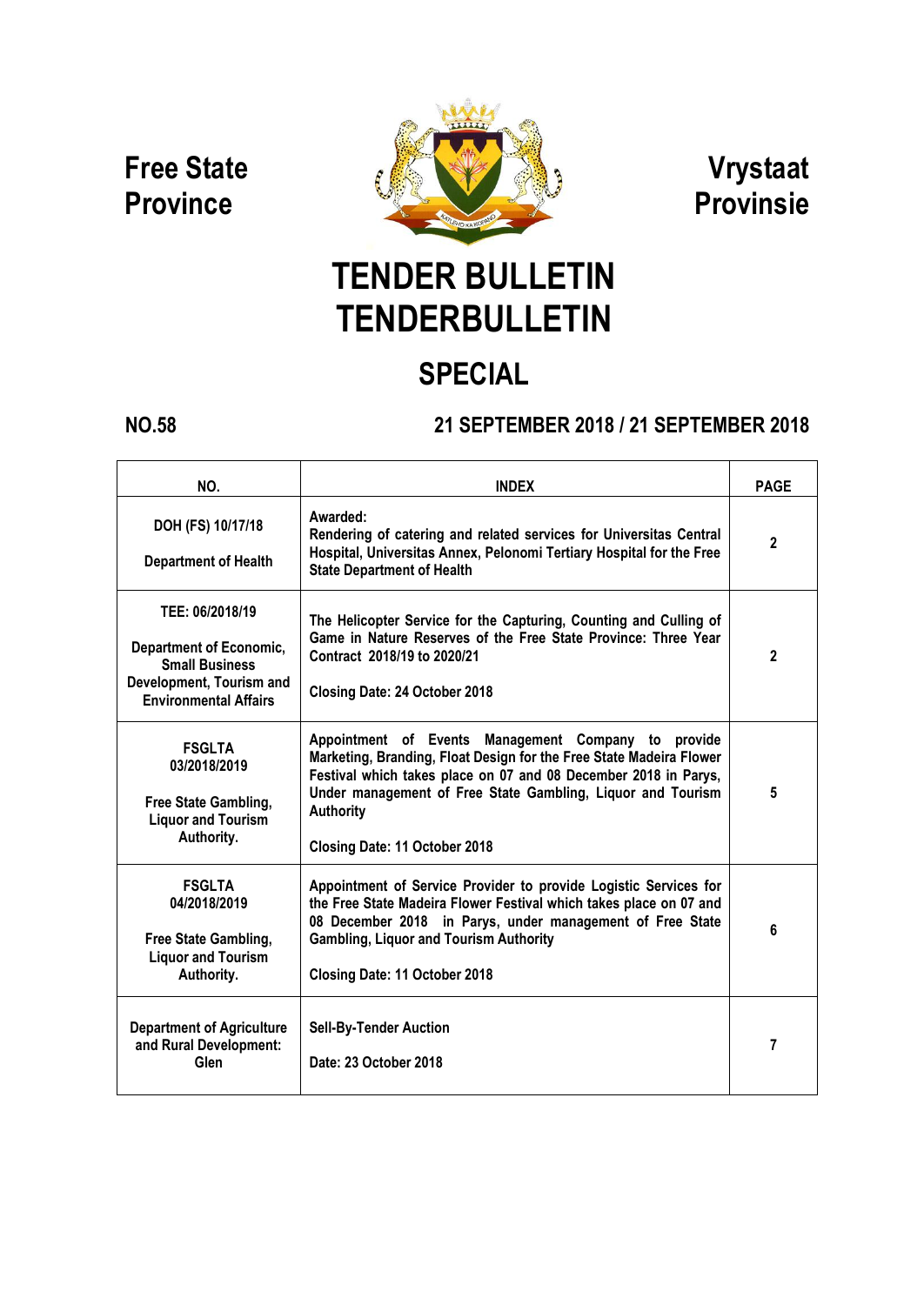**Free State Province**

**Vrystaat Provinsie**

# TENDER BULLETIN
# TENDERBULLETIN

## SPECIAL

**NO.58**

**21 SEPTEMBER 2018 / 21 SEPTEMBER 2018**

| NO. | INDEX | PAGE |
|---|---|---|
| DOH (FS) 10/17/18<br><br>Department of Health | Awarded:<br>Rendering of catering and related services for Universitas Central Hospital, Universitas Annex, Pelonomi Tertiary Hospital for the Free State Department of Health | 2 |
| TEE: 06/2018/19<br><br>Department of Economic, Small Business Development, Tourism and Environmental Affairs | The Helicopter Service for the Capturing, Counting and Culling of Game in Nature Reserves of the Free State Province: Three Year Contract 2018/19 to 2020/21<br><br>Closing Date: 24 October 2018 | 2 |
| FSGLTA 03/2018/2019<br><br>Free State Gambling, Liquor and Tourism Authority. | Appointment of Events Management Company to provide Marketing, Branding, Float Design for the Free State Madeira Flower Festival which takes place on 07 and 08 December 2018 in Parys, Under management of Free State Gambling, Liquor and Tourism Authority<br><br>Closing Date: 11 October 2018 | 5 |
| FSGLTA 04/2018/2019<br><br>Free State Gambling, Liquor and Tourism Authority. | Appointment of Service Provider to provide Logistic Services for the Free State Madeira Flower Festival which takes place on 07 and 08 December 2018 in Parys, under management of Free State Gambling, Liquor and Tourism Authority<br><br>Closing Date: 11 October 2018 | 6 |
| Department of Agriculture and Rural Development: Glen | Sell-By-Tender Auction<br><br>Date: 23 October 2018 | 7 |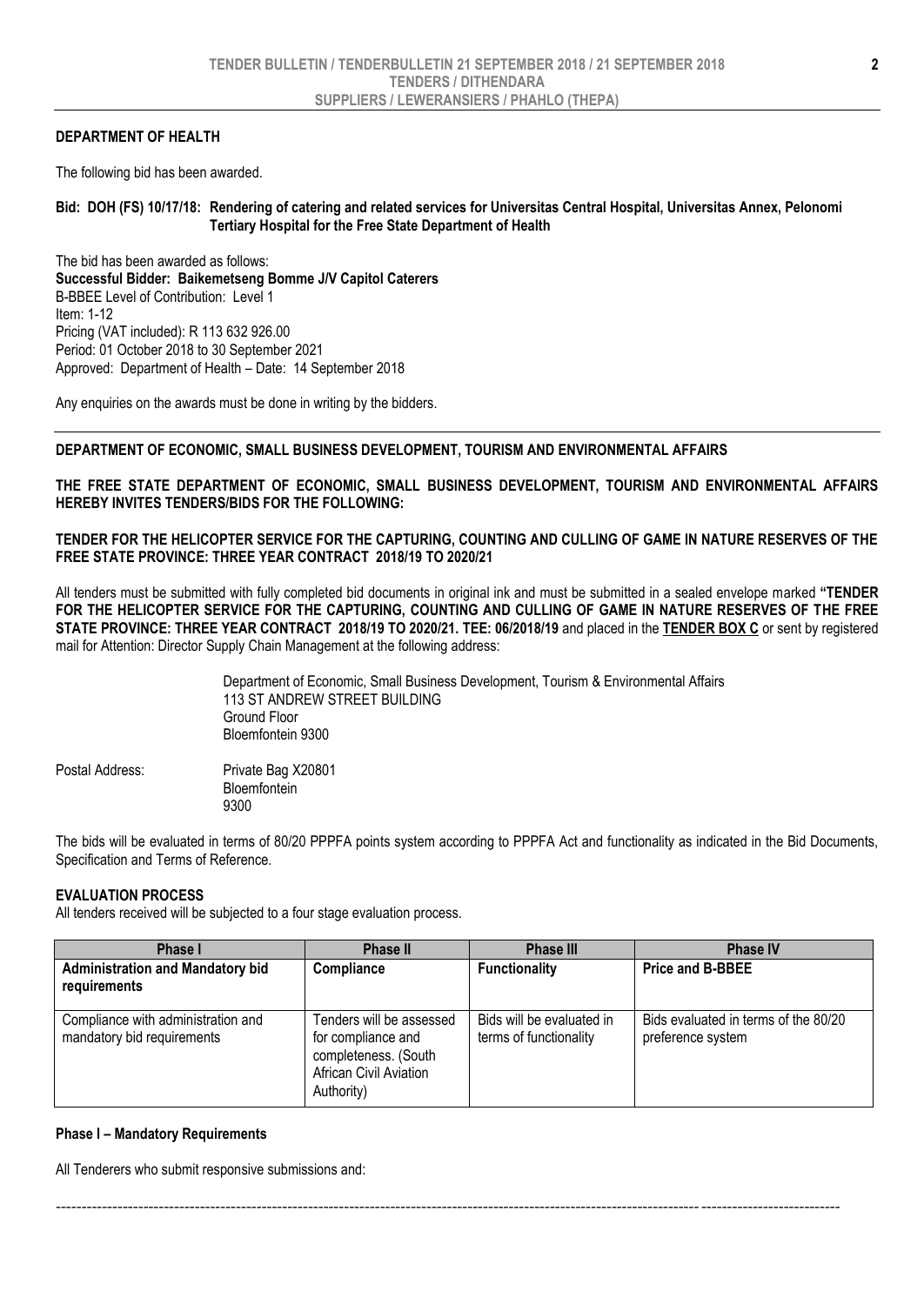## DEPARTMENT OF HEALTH

The following bid has been awarded.

**Bid: DOH (FS) 10/17/18: Rendering of catering and related services for Universitas Central Hospital, Universitas Annex, Pelonomi Tertiary Hospital for the Free State Department of Health**

The bid has been awarded as follows:
**Successful Bidder: Baikemetseng Bomme J/V Capitol Caterers**
B-BBEE Level of Contribution: Level 1
Item: 1-12
Pricing (VAT included): R 113 632 926.00
Period: 01 October 2018 to 30 September 2021
Approved: Department of Health – Date: 14 September 2018

Any enquiries on the awards must be done in writing by the bidders.

---

## DEPARTMENT OF ECONOMIC, SMALL BUSINESS DEVELOPMENT, TOURISM AND ENVIRONMENTAL AFFAIRS

**THE FREE STATE DEPARTMENT OF ECONOMIC, SMALL BUSINESS DEVELOPMENT, TOURISM AND ENVIRONMENTAL AFFAIRS HEREBY INVITES TENDERS/BIDS FOR THE FOLLOWING:**

**TENDER FOR THE HELICOPTER SERVICE FOR THE CAPTURING, COUNTING AND CULLING OF GAME IN NATURE RESERVES OF THE FREE STATE PROVINCE: THREE YEAR CONTRACT 2018/19 TO 2020/21**

All tenders must be submitted with fully completed bid documents in original ink and must be submitted in a sealed envelope marked **"TENDER FOR THE HELICOPTER SERVICE FOR THE CAPTURING, COUNTING AND CULLING OF GAME IN NATURE RESERVES OF THE FREE STATE PROVINCE: THREE YEAR CONTRACT 2018/19 TO 2020/21. TEE: 06/2018/19** and placed in the **TENDER BOX C** or sent by registered mail for Attention: Director Supply Chain Management at the following address:

Department of Economic, Small Business Development, Tourism & Environmental Affairs
113 ST ANDREW STREET BUILDING
Ground Floor
Bloemfontein 9300

Postal Address: Private Bag X20801
Bloemfontein
9300

The bids will be evaluated in terms of 80/20 PPPFA points system according to PPPFA Act and functionality as indicated in the Bid Documents, Specification and Terms of Reference.

**EVALUATION PROCESS**

All tenders received will be subjected to a four stage evaluation process.

| Phase I | Phase II | Phase III | Phase IV |
|---|---|---|---|
| **Administration and Mandatory bid requirements** | **Compliance** | **Functionality** | **Price and B-BBEE** |
| Compliance with administration and mandatory bid requirements | Tenders will be assessed for compliance and completeness. (South African Civil Aviation Authority) | Bids will be evaluated in terms of functionality | Bids evaluated in terms of the 80/20 preference system |

**Phase I – Mandatory Requirements**

All Tenderers who submit responsive submissions and: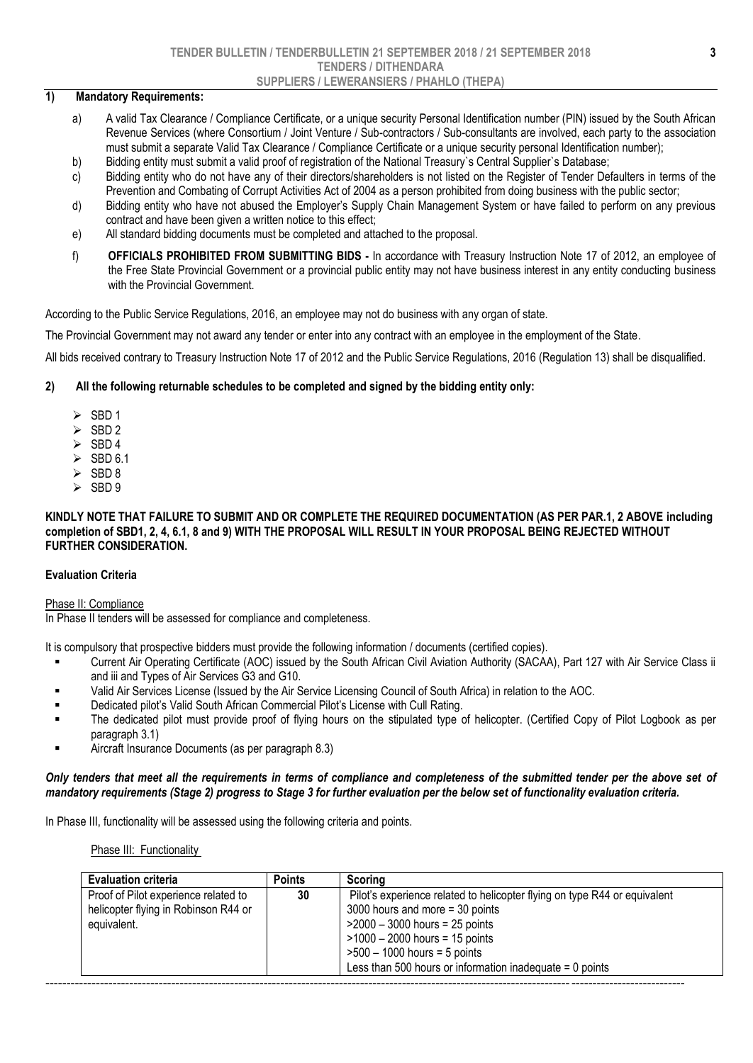## 1) Mandatory Requirements:

a) A valid Tax Clearance / Compliance Certificate, or a unique security Personal Identification number (PIN) issued by the South African Revenue Services (where Consortium / Joint Venture / Sub-contractors / Sub-consultants are involved, each party to the association must submit a separate Valid Tax Clearance / Compliance Certificate or a unique security personal Identification number);

b) Bidding entity must submit a valid proof of registration of the National Treasury`s Central Supplier`s Database;

c) Bidding entity who do not have any of their directors/shareholders is not listed on the Register of Tender Defaulters in terms of the Prevention and Combating of Corrupt Activities Act of 2004 as a person prohibited from doing business with the public sector;

d) Bidding entity who have not abused the Employer's Supply Chain Management System or have failed to perform on any previous contract and have been given a written notice to this effect;

e) All standard bidding documents must be completed and attached to the proposal.

f) **OFFICIALS PROHIBITED FROM SUBMITTING BIDS -** In accordance with Treasury Instruction Note 17 of 2012, an employee of the Free State Provincial Government or a provincial public entity may not have business interest in any entity conducting business with the Provincial Government.

According to the Public Service Regulations, 2016, an employee may not do business with any organ of state.

The Provincial Government may not award any tender or enter into any contract with an employee in the employment of the State.

All bids received contrary to Treasury Instruction Note 17 of 2012 and the Public Service Regulations, 2016 (Regulation 13) shall be disqualified.

## 2) All the following returnable schedules to be completed and signed by the bidding entity only:

- SBD 1
- SBD 2
- SBD 4
- SBD 6.1
- SBD 8
- SBD 9

**KINDLY NOTE THAT FAILURE TO SUBMIT AND OR COMPLETE THE REQUIRED DOCUMENTATION (AS PER PAR.1, 2 ABOVE including completion of SBD1, 2, 4, 6.1, 8 and 9) WITH THE PROPOSAL WILL RESULT IN YOUR PROPOSAL BEING REJECTED WITHOUT FURTHER CONSIDERATION.**

### Evaluation Criteria

Phase II: Compliance

In Phase II tenders will be assessed for compliance and completeness.

It is compulsory that prospective bidders must provide the following information / documents (certified copies).

- Current Air Operating Certificate (AOC) issued by the South African Civil Aviation Authority (SACAA), Part 127 with Air Service Class ii and iii and Types of Air Services G3 and G10.
- Valid Air Services License (Issued by the Air Service Licensing Council of South Africa) in relation to the AOC.
- Dedicated pilot's Valid South African Commercial Pilot's License with Cull Rating.
- The dedicated pilot must provide proof of flying hours on the stipulated type of helicopter. (Certified Copy of Pilot Logbook as per paragraph 3.1)
- Aircraft Insurance Documents (as per paragraph 8.3)

***Only tenders that meet all the requirements in terms of compliance and completeness of the submitted tender per the above set of mandatory requirements (Stage 2) progress to Stage 3 for further evaluation per the below set of functionality evaluation criteria.***

In Phase III, functionality will be assessed using the following criteria and points.

Phase III: Functionality

| Evaluation criteria | Points | Scoring |
|---|---|---|
| Proof of Pilot experience related to helicopter flying in Robinson R44 or equivalent. | 30 | Pilot's experience related to helicopter flying on type R44 or equivalent<br>3000 hours and more = 30 points<br>>2000 – 3000 hours = 25 points<br>>1000 – 2000 hours = 15 points<br>>500 – 1000 hours = 5 points<br>Less than 500 hours or information inadequate = 0 points |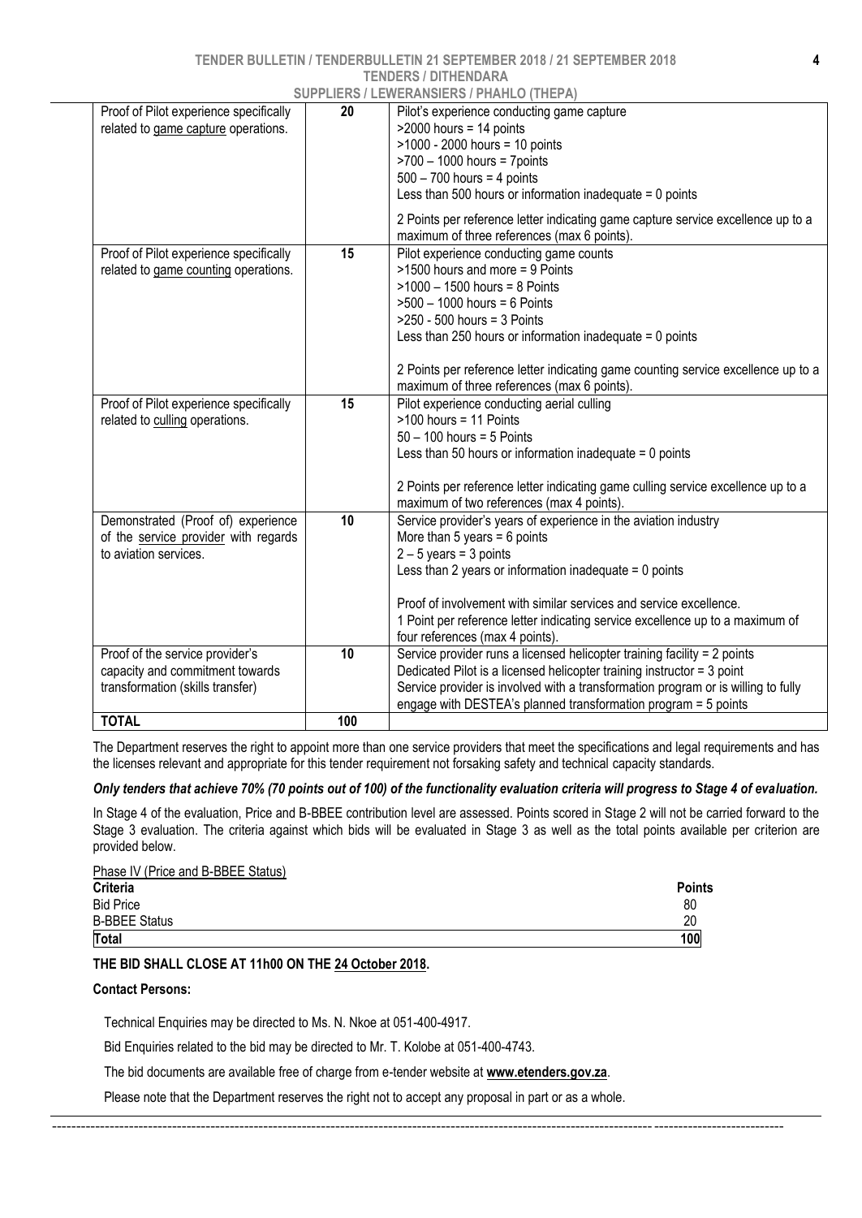| Proof of Pilot experience specifically related to game capture operations. | 20 | Pilot's experience conducting game capture<br>>2000 hours = 14 points<br>>1000 - 2000 hours = 10 points<br>>700 – 1000 hours = 7points<br>500 – 700 hours = 4 points<br>Less than 500 hours or information inadequate = 0 points<br><br>2 Points per reference letter indicating game capture service excellence up to a maximum of three references (max 6 points). |
|---|---|---|
| Proof of Pilot experience specifically related to game counting operations. | 15 | Pilot experience conducting game counts<br>>1500 hours and more = 9 Points<br>>1000 – 1500 hours = 8 Points<br>>500 – 1000 hours = 6 Points<br>>250 - 500 hours = 3 Points<br>Less than 250 hours or information inadequate = 0 points<br><br>2 Points per reference letter indicating game counting service excellence up to a maximum of three references (max 6 points). |
| Proof of Pilot experience specifically related to culling operations. | 15 | Pilot experience conducting aerial culling<br>>100 hours = 11 Points<br>50 – 100 hours = 5 Points<br>Less than 50 hours or information inadequate = 0 points<br><br>2 Points per reference letter indicating game culling service excellence up to a maximum of two references (max 4 points). |
| Demonstrated (Proof of) experience of the service provider with regards to aviation services. | 10 | Service provider's years of experience in the aviation industry<br>More than 5 years = 6 points<br>2 – 5 years = 3 points<br>Less than 2 years or information inadequate = 0 points<br><br>Proof of involvement with similar services and service excellence.<br>1 Point per reference letter indicating service excellence up to a maximum of four references (max 4 points). |
| Proof of the service provider's capacity and commitment towards transformation (skills transfer) | 10 | Service provider runs a licensed helicopter training facility = 2 points<br>Dedicated Pilot is a licensed helicopter training instructor = 3 point<br>Service provider is involved with a transformation program or is willing to fully engage with DESTEA's planned transformation program = 5 points |
| **TOTAL** | **100** | |

The Department reserves the right to appoint more than one service providers that meet the specifications and legal requirements and has the licenses relevant and appropriate for this tender requirement not forsaking safety and technical capacity standards.

***Only tenders that achieve 70% (70 points out of 100) of the functionality evaluation criteria will progress to Stage 4 of evaluation.***

In Stage 4 of the evaluation, Price and B-BBEE contribution level are assessed. Points scored in Stage 2 will not be carried forward to the Stage 3 evaluation. The criteria against which bids will be evaluated in Stage 3 as well as the total points available per criterion are provided below.

Phase IV (Price and B-BBEE Status)

| **Criteria** | **Points** |
|---|---|
| Bid Price | 80 |
| B-BBEE Status | 20 |
| **Total** | **100** |

**THE BID SHALL CLOSE AT 11h00 ON THE 24 October 2018.**

**Contact Persons:**

Technical Enquiries may be directed to Ms. N. Nkoe at 051-400-4917.

Bid Enquiries related to the bid may be directed to Mr. T. Kolobe at 051-400-4743.

The bid documents are available free of charge from e-tender website at **www.etenders.gov.za**.

Please note that the Department reserves the right not to accept any proposal in part or as a whole.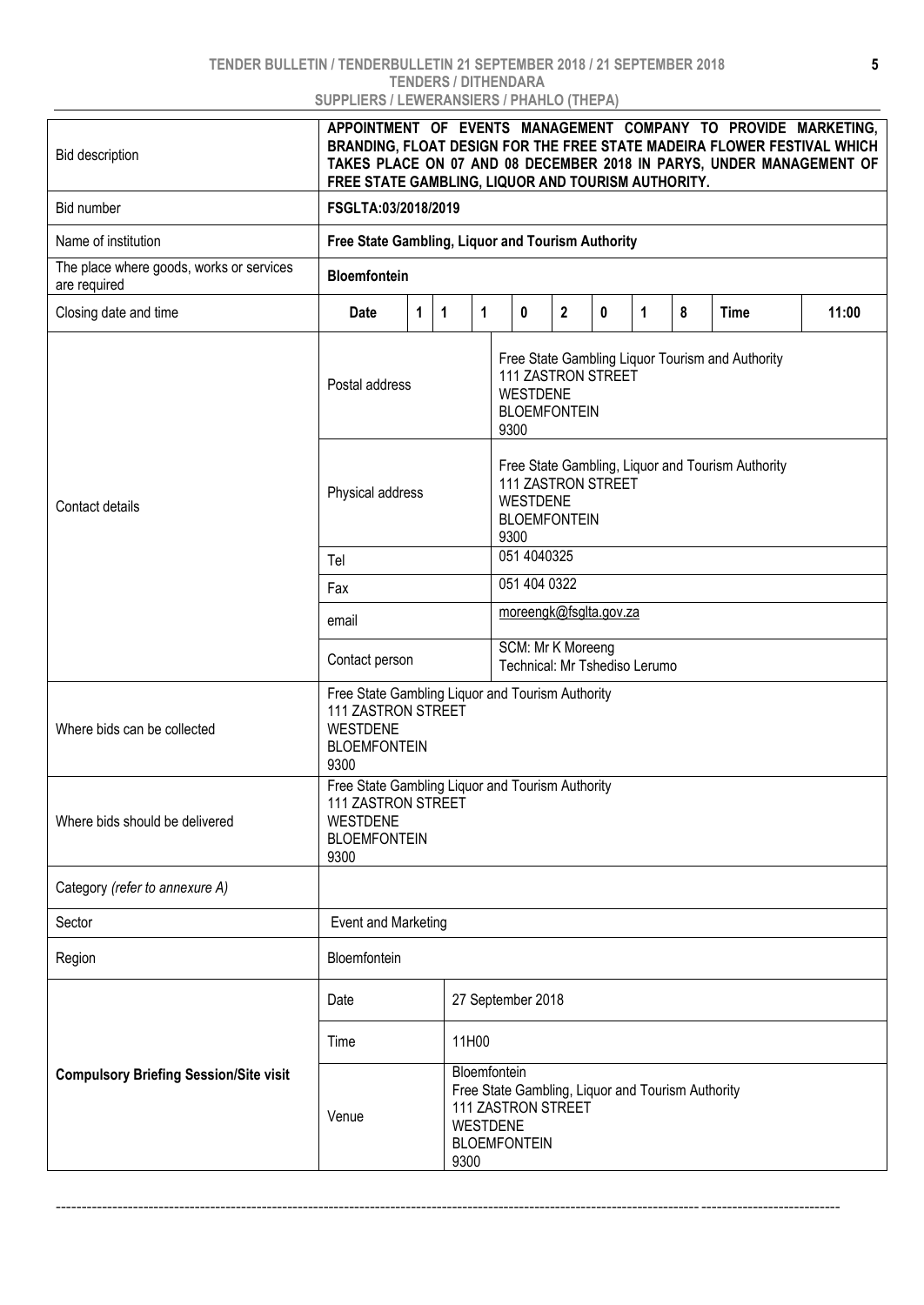| Bid description | APPOINTMENT OF EVENTS MANAGEMENT COMPANY TO PROVIDE MARKETING, BRANDING, FLOAT DESIGN FOR THE FREE STATE MADEIRA FLOWER FESTIVAL WHICH TAKES PLACE ON 07 AND 08 DECEMBER 2018 IN PARYS, UNDER MANAGEMENT OF FREE STATE GAMBLING, LIQUOR AND TOURISM AUTHORITY. |
|---|---|
| Bid number | **FSGLTA:03/2018/2019** |
| Name of institution | **Free State Gambling, Liquor and Tourism Authority** |
| The place where goods, works or services are required | **Bloemfontein** |
| Closing date and time | **Date** 1 1 1 0 2 0 1 8 **Time** **11:00** |
| Contact details | Postal address: Free State Gambling Liquor Tourism and Authority, 111 ZASTRON STREET, WESTDENE, BLOEMFONTEIN, 9300 |
| | Physical address: Free State Gambling, Liquor and Tourism Authority, 111 ZASTRON STREET, WESTDENE, BLOEMFONTEIN, 9300 |
| | Tel: 051 4040325 |
| | Fax: 051 404 0322 |
| | email: moreengk@fsglta.gov.za |
| | Contact person: SCM: Mr K Moreeng; Technical: Mr Tshediso Lerumo |
| Where bids can be collected | Free State Gambling Liquor and Tourism Authority, 111 ZASTRON STREET, WESTDENE, BLOEMFONTEIN, 9300 |
| Where bids should be delivered | Free State Gambling Liquor and Tourism Authority, 111 ZASTRON STREET, WESTDENE, BLOEMFONTEIN, 9300 |
| Category *(refer to annexure A)* | |
| Sector | Event and Marketing |
| Region | Bloemfontein |
| **Compulsory Briefing Session/Site visit** | Date: 27 September 2018 |
| | Time: 11H00 |
| | Venue: Bloemfontein, Free State Gambling, Liquor and Tourism Authority, 111 ZASTRON STREET, WESTDENE, BLOEMFONTEIN, 9300 |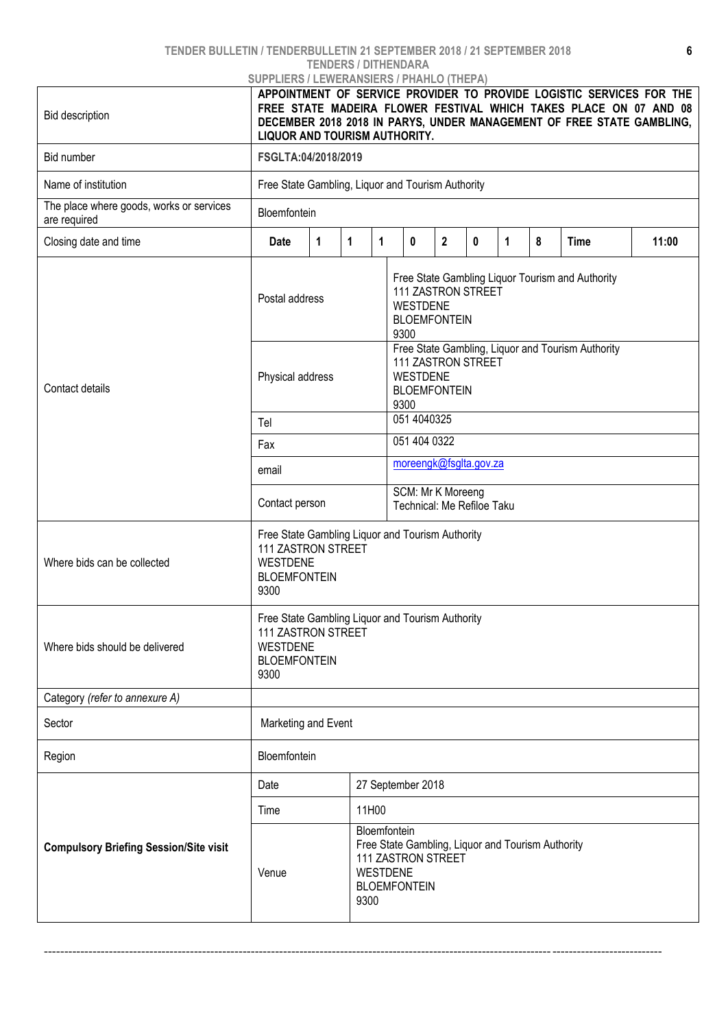TENDERS / DITHENDARA

SUPPLIERS / LEWERANSIERS / PHAHLO (THEPA)

| Bid description | **APPOINTMENT OF SERVICE PROVIDER TO PROVIDE LOGISTIC SERVICES FOR THE FREE STATE MADEIRA FLOWER FESTIVAL WHICH TAKES PLACE ON 07 AND 08 DECEMBER 2018 2018 IN PARYS, UNDER MANAGEMENT OF FREE STATE GAMBLING, LIQUOR AND TOURISM AUTHORITY.** |
|---|---|
| Bid number | **FSGLTA:04/2018/2019** |
| Name of institution | Free State Gambling, Liquor and Tourism Authority |
| The place where goods, works or services are required | Bloemfontein |
| Closing date and time | **Date** 11 10 18 **Time** 11:00 |
| Contact details | Postal address: Free State Gambling Liquor Tourism and Authority, 111 ZASTRON STREET, WESTDENE, BLOEMFONTEIN, 9300<br>Physical address: Free State Gambling, Liquor and Tourism Authority, 111 ZASTRON STREET, WESTDENE, BLOEMFONTEIN, 9300<br>Tel: 051 4040325<br>Fax: 051 404 0322<br>email: moreengk@fsglta.gov.za<br>Contact person: SCM: Mr K Moreeng; Technical: Me Refiloe Taku |
| Where bids can be collected | Free State Gambling Liquor and Tourism Authority, 111 ZASTRON STREET, WESTDENE, BLOEMFONTEIN, 9300 |
| Where bids should be delivered | Free State Gambling Liquor and Tourism Authority, 111 ZASTRON STREET, WESTDENE, BLOEMFONTEIN, 9300 |
| Category *(refer to annexure A)* | |
| Sector | Marketing and Event |
| Region | Bloemfontein |
| **Compulsory Briefing Session/Site visit** | Date: 27 September 2018<br>Time: 11H00<br>Venue: Bloemfontein, Free State Gambling, Liquor and Tourism Authority, 111 ZASTRON STREET, WESTDENE, BLOEMFONTEIN, 9300 |

---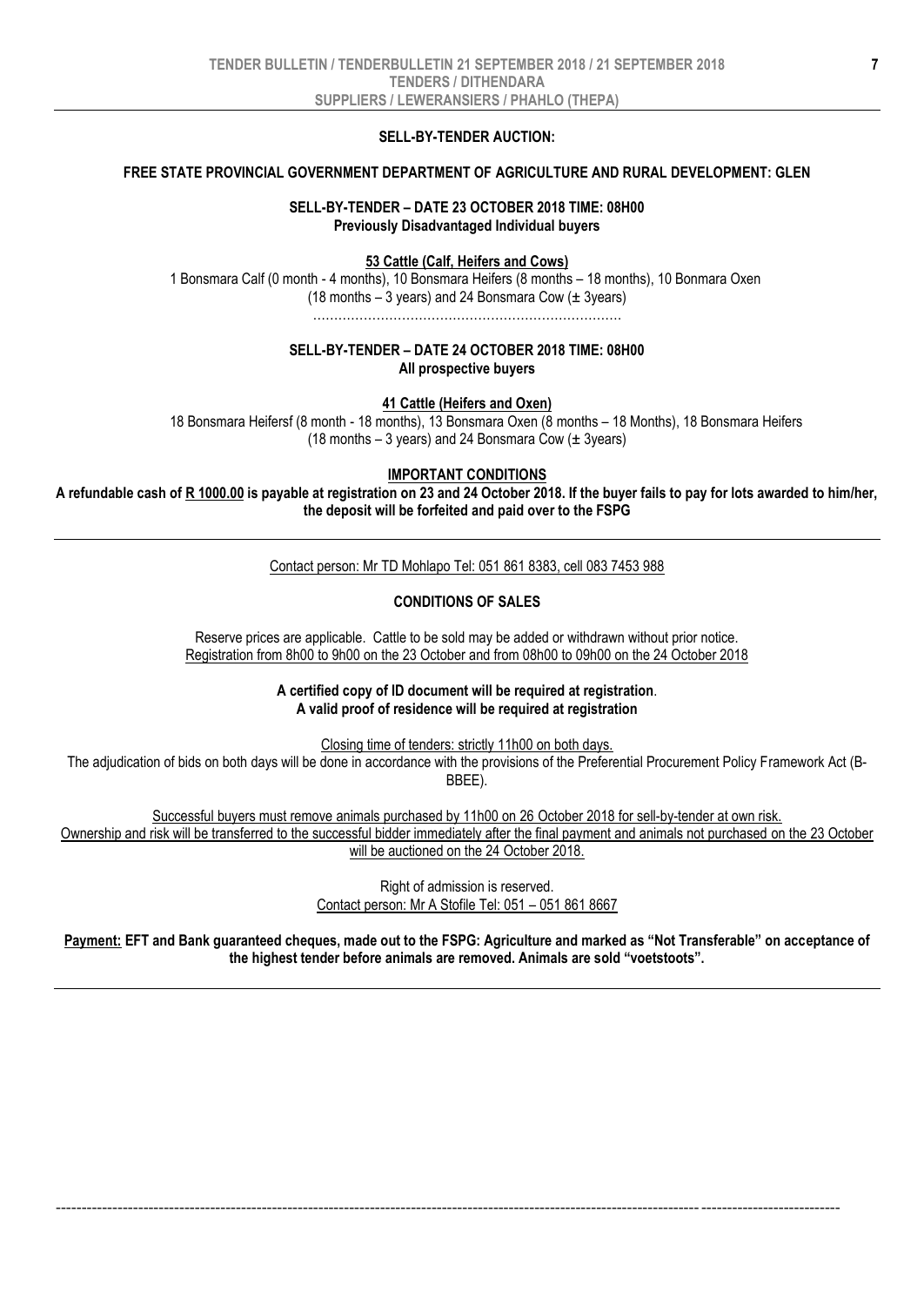**SELL-BY-TENDER AUCTION:**

**FREE STATE PROVINCIAL GOVERNMENT DEPARTMENT OF AGRICULTURE AND RURAL DEVELOPMENT: GLEN**

**SELL-BY-TENDER – DATE 23 OCTOBER 2018 TIME: 08H00**
**Previously Disadvantaged Individual buyers**

**53 Cattle (Calf, Heifers and Cows)**

1 Bonsmara Calf (0 month - 4 months), 10 Bonsmara Heifers (8 months – 18 months), 10 Bonmara Oxen (18 months – 3 years) and 24 Bonsmara Cow (± 3years)

………………………………………………………………

**SELL-BY-TENDER – DATE 24 OCTOBER 2018 TIME: 08H00**
**All prospective buyers**

**41 Cattle (Heifers and Oxen)**

18 Bonsmara Heifersf (8 month - 18 months), 13 Bonsmara Oxen (8 months – 18 Months), 18 Bonsmara Heifers (18 months – 3 years) and 24 Bonsmara Cow (± 3years)

**IMPORTANT CONDITIONS**

**A refundable cash of R 1000.00 is payable at registration on 23 and 24 October 2018. If the buyer fails to pay for lots awarded to him/her, the deposit will be forfeited and paid over to the FSPG**

---

Contact person: Mr TD Mohlapo Tel: 051 861 8383, cell 083 7453 988

**CONDITIONS OF SALES**

Reserve prices are applicable. Cattle to be sold may be added or withdrawn without prior notice.
Registration from 8h00 to 9h00 on the 23 October and from 08h00 to 09h00 on the 24 October 2018

**A certified copy of ID document will be required at registration**.
**A valid proof of residence will be required at registration**

Closing time of tenders: strictly 11h00 on both days.
The adjudication of bids on both days will be done in accordance with the provisions of the Preferential Procurement Policy Framework Act (B-BBEE).

Successful buyers must remove animals purchased by 11h00 on 26 October 2018 for sell-by-tender at own risk.
Ownership and risk will be transferred to the successful bidder immediately after the final payment and animals not purchased on the 23 October will be auctioned on the 24 October 2018.

Right of admission is reserved.
Contact person: Mr A Stofile Tel: 051 – 051 861 8667

**Payment: EFT and Bank guaranteed cheques, made out to the FSPG: Agriculture and marked as "Not Transferable" on acceptance of the highest tender before animals are removed. Animals are sold "voetstoots".**

---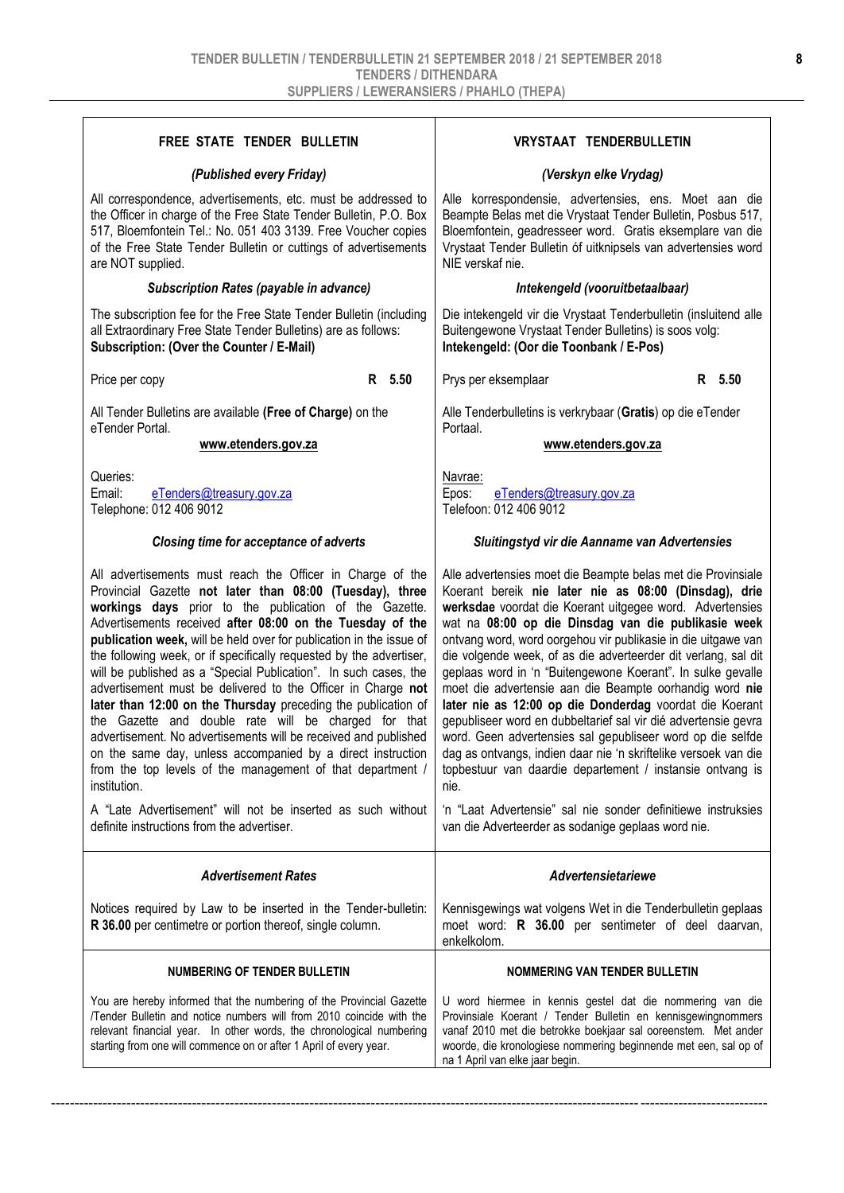## FREE STATE TENDER BULLETIN

*(Published every Friday)*

All correspondence, advertisements, etc. must be addressed to the Officer in charge of the Free State Tender Bulletin, P.O. Box 517, Bloemfontein Tel.: No. 051 403 3139. Free Voucher copies of the Free State Tender Bulletin or cuttings of advertisements are NOT supplied.

*Subscription Rates (payable in advance)*

The subscription fee for the Free State Tender Bulletin (including all Extraordinary Free State Tender Bulletins) are as follows:
**Subscription: (Over the Counter / E-Mail)**

Price per copy R 5.50

All Tender Bulletins are available **(Free of Charge)** on the eTender Portal.

**www.etenders.gov.za**

Queries:
Email: eTenders@treasury.gov.za
Telephone: 012 406 9012

*Closing time for acceptance of adverts*

All advertisements must reach the Officer in Charge of the Provincial Gazette **not later than 08:00 (Tuesday), three workings days** prior to the publication of the Gazette. Advertisements received **after 08:00 on the Tuesday of the publication week,** will be held over for publication in the issue of the following week, or if specifically requested by the advertiser, will be published as a "Special Publication". In such cases, the advertisement must be delivered to the Officer in Charge **not later than 12:00 on the Thursday** preceding the publication of the Gazette and double rate will be charged for that advertisement. No advertisements will be received and published on the same day, unless accompanied by a direct instruction from the top levels of the management of that department / institution.

A "Late Advertisement" will not be inserted as such without definite instructions from the advertiser.

*Advertisement Rates*

Notices required by Law to be inserted in the Tender-bulletin: **R 36.00** per centimetre or portion thereof, single column.

**NUMBERING OF TENDER BULLETIN**

You are hereby informed that the numbering of the Provincial Gazette /Tender Bulletin and notice numbers will from 2010 coincide with the relevant financial year. In other words, the chronological numbering starting from one will commence on or after 1 April of every year.

## VRYSTAAT TENDERBULLETIN

*(Verskyn elke Vrydag)*

Alle korrespondensie, advertensies, ens. Moet aan die Beampte Belas met die Vrystaat Tender Bulletin, Posbus 517, Bloemfontein, geadresseer word. Gratis eksemplare van die Vrystaat Tender Bulletin óf uitknipsels van advertensies word NIE verskaf nie.

*Intekengeld (vooruitbetaalbaar)*

Die intekengeld vir die Vrystaat Tenderbulletin (insluitend alle Buitengewone Vrystaat Tender Bulletins) is soos volg:
**Intekengeld: (Oor die Toonbank / E-Pos)**

Prys per eksemplaar R 5.50

Alle Tenderbulletins is verkrybaar (**Gratis**) op die eTender Portaal.

**www.etenders.gov.za**

Navrae:
Epos: eTenders@treasury.gov.za
Telefoon: 012 406 9012

*Sluitingstyd vir die Aanname van Advertensies*

Alle advertensies moet die Beampte belas met die Provinsiale Koerant bereik **nie later nie as 08:00 (Dinsdag), drie werksdae** voordat die Koerant uitgegee word. Advertensies wat na **08:00 op die Dinsdag van die publikasie week** ontvang word, word oorgehou vir publikasie in die uitgawe van die volgende week, of as die adverteerder dit verlang, sal dit geplaas word in 'n "Buitengewone Koerant". In sulke gevalle moet die advertensie aan die Beampte oorhandig word **nie later nie as 12:00 op die Donderdag** voordat die Koerant gepubliseer word en dubbeltarief sal vir dié advertensie gevra word. Geen advertensies sal gepubliseer word op die selfde dag as ontvangs, indien daar nie 'n skriftelike versoek van die topbestuur van daardie departement / instansie ontvang is nie.

'n "Laat Advertensie" sal nie sonder definitiewe instruksies van die Adverteerder as sodanige geplaas word nie.

*Advertensietariewe*

Kennisgewings wat volgens Wet in die Tenderbulletin geplaas moet word: **R 36.00** per sentimeter of deel daarvan, enkelkolom.

**NOMMERING VAN TENDER BULLETIN**

U word hiermee in kennis gestel dat die nommering van die Provinsiale Koerant / Tender Bulletin en kennisgewingnommers vanaf 2010 met die betrokke boekjaar sal ooreenstem. Met ander woorde, die kronologiese nommering beginnende met een, sal op of na 1 April van elke jaar begin.